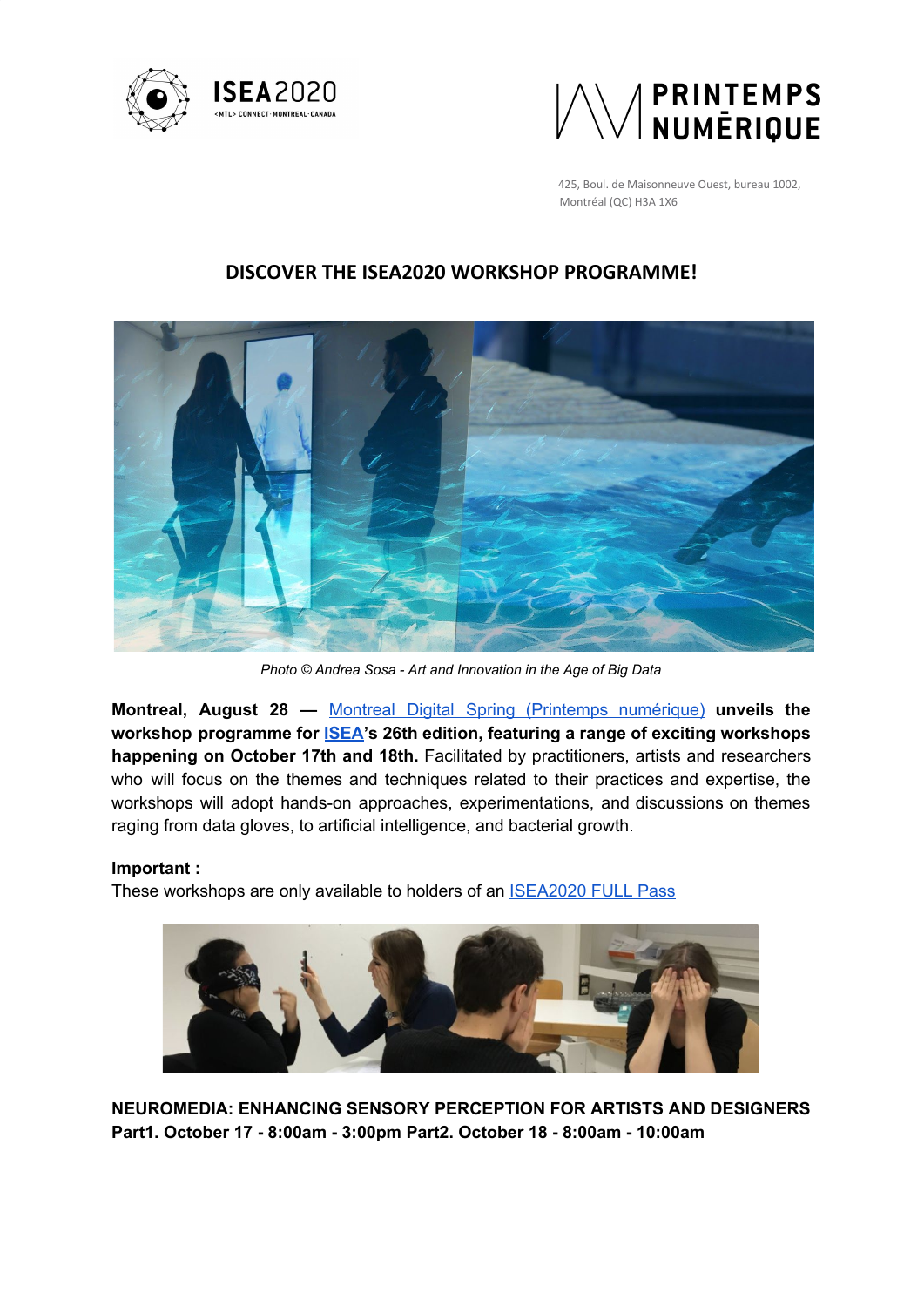425, Boul. de Maisonneuve Ouest, bureau 1002,
Montréal (QC) H3A 1X6

## DISCOVER THE ISEA2020 WORKSHOP PROGRAMME!

*Photo © Andrea Sosa - Art and Innovation in the Age of Big Data*

**Montreal, August 28 —** [Montreal Digital Spring (Printemps numérique)](#) **unveils the workshop programme for [ISEA](#)'s 26th edition, featuring a range of exciting workshops happening on October 17th and 18th.** Facilitated by practitioners, artists and researchers who will focus on the themes and techniques related to their practices and expertise, the workshops will adopt hands-on approaches, experimentations, and discussions on themes raging from data gloves, to artificial intelligence, and bacterial growth.

**Important :**
These workshops are only available to holders of an [ISEA2020 FULL Pass](#)

**NEUROMEDIA: ENHANCING SENSORY PERCEPTION FOR ARTISTS AND DESIGNERS**
**Part1. October 17 - 8:00am - 3:00pm Part2. October 18 - 8:00am - 10:00am**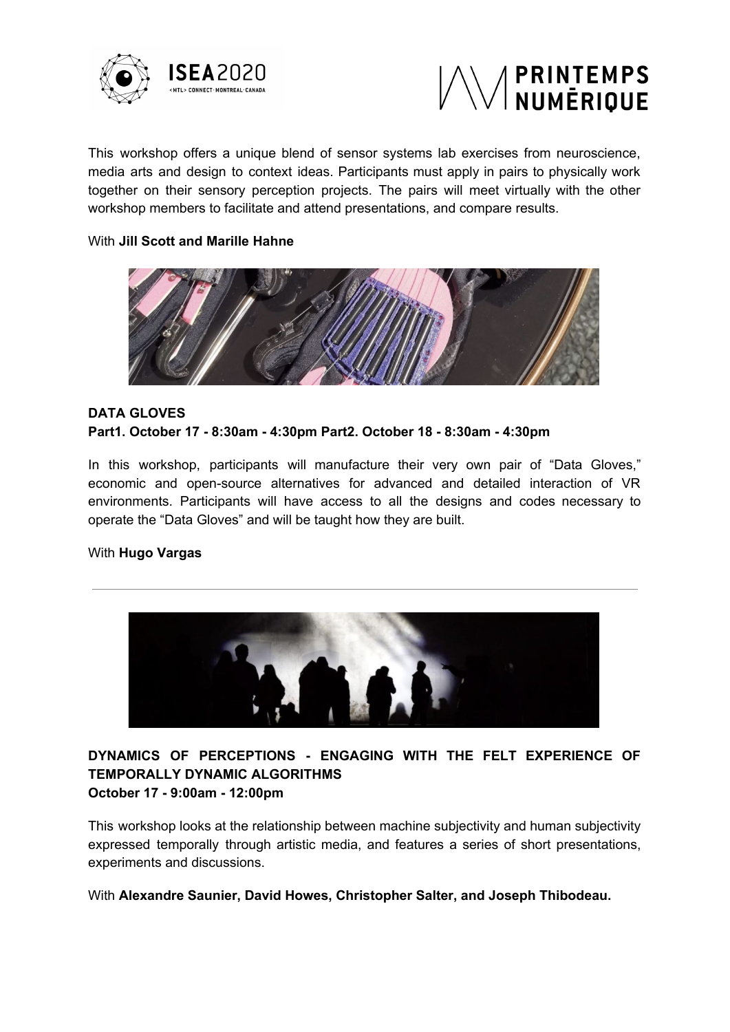This workshop offers a unique blend of sensor systems lab exercises from neuroscience, media arts and design to context ideas. Participants must apply in pairs to physically work together on their sensory perception projects. The pairs will meet virtually with the other workshop members to facilitate and attend presentations, and compare results.

With **Jill Scott and Marille Hahne**

### DATA GLOVES

**Part1. October 17 - 8:30am - 4:30pm Part2. October 18 - 8:30am - 4:30pm**

In this workshop, participants will manufacture their very own pair of "Data Gloves," economic and open-source alternatives for advanced and detailed interaction of VR environments. Participants will have access to all the designs and codes necessary to operate the "Data Gloves" and will be taught how they are built.

With **Hugo Vargas**

---

### DYNAMICS OF PERCEPTIONS - ENGAGING WITH THE FELT EXPERIENCE OF TEMPORALLY DYNAMIC ALGORITHMS

**October 17 - 9:00am - 12:00pm**

This workshop looks at the relationship between machine subjectivity and human subjectivity expressed temporally through artistic media, and features a series of short presentations, experiments and discussions.

With **Alexandre Saunier, David Howes, Christopher Salter, and Joseph Thibodeau.**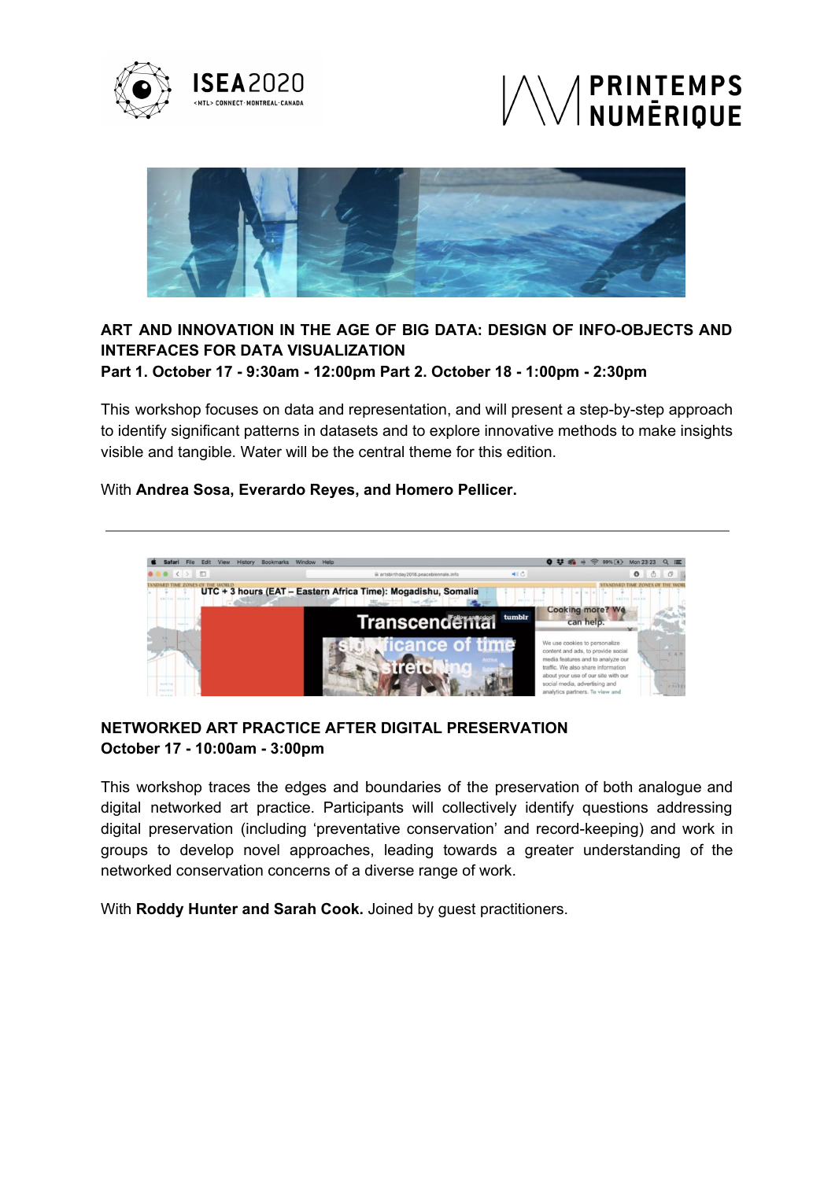## ART AND INNOVATION IN THE AGE OF BIG DATA: DESIGN OF INFO-OBJECTS AND INTERFACES FOR DATA VISUALIZATION

**Part 1. October 17 - 9:30am - 12:00pm Part 2. October 18 - 1:00pm - 2:30pm**

This workshop focuses on data and representation, and will present a step-by-step approach to identify significant patterns in datasets and to explore innovative methods to make insights visible and tangible. Water will be the central theme for this edition.

With **Andrea Sosa, Everardo Reyes, and Homero Pellicer.**

---

## NETWORKED ART PRACTICE AFTER DIGITAL PRESERVATION

**October 17 - 10:00am - 3:00pm**

This workshop traces the edges and boundaries of the preservation of both analogue and digital networked art practice. Participants will collectively identify questions addressing digital preservation (including 'preventative conservation' and record-keeping) and work in groups to develop novel approaches, leading towards a greater understanding of the networked conservation concerns of a diverse range of work.

With **Roddy Hunter and Sarah Cook.** Joined by guest practitioners.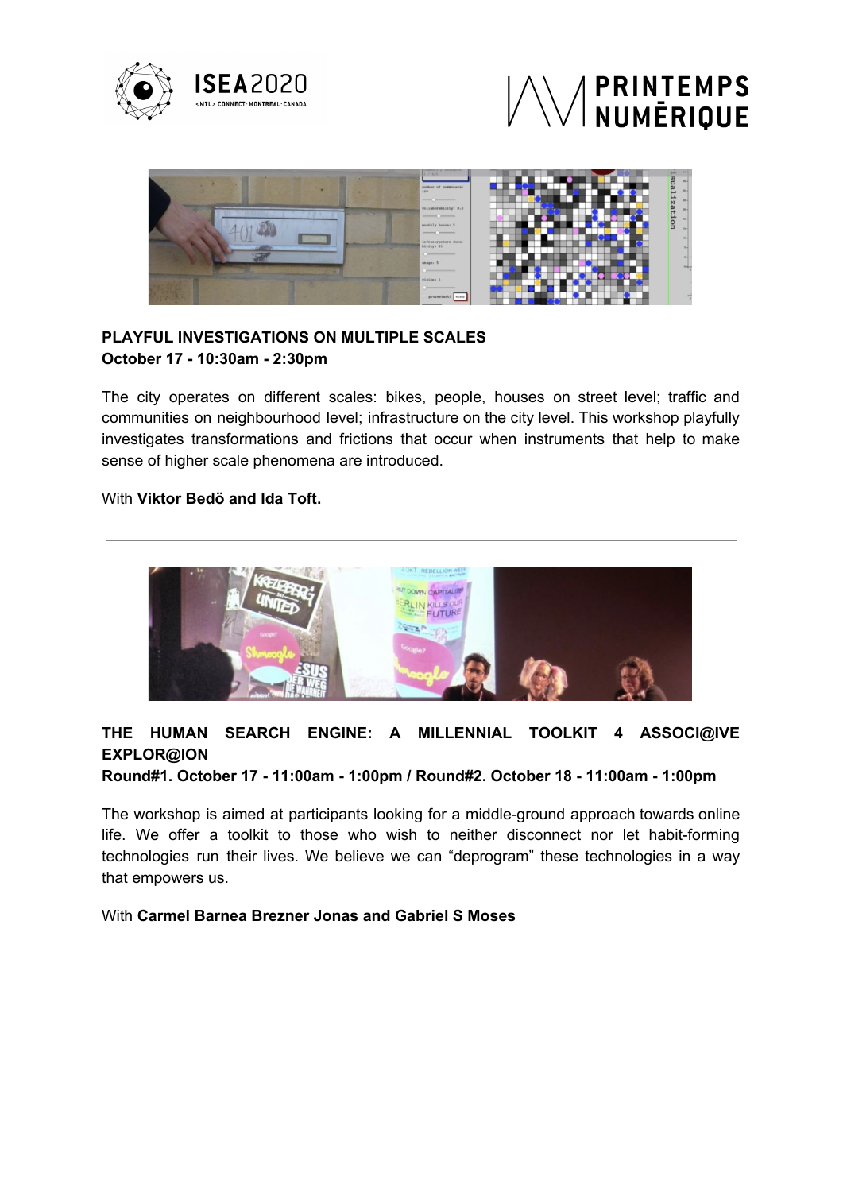**PLAYFUL INVESTIGATIONS ON MULTIPLE SCALES**
**October 17 - 10:30am - 2:30pm**

The city operates on different scales: bikes, people, houses on street level; traffic and communities on neighbourhood level; infrastructure on the city level. This workshop playfully investigates transformations and frictions that occur when instruments that help to make sense of higher scale phenomena are introduced.

With **Viktor Bedö and Ida Toft.**

---

**THE HUMAN SEARCH ENGINE: A MILLENNIAL TOOLKIT 4 ASSOCI@IVE EXPLOR@ION**
**Round#1. October 17 - 11:00am - 1:00pm / Round#2. October 18 - 11:00am - 1:00pm**

The workshop is aimed at participants looking for a middle-ground approach towards online life. We offer a toolkit to those who wish to neither disconnect nor let habit-forming technologies run their lives. We believe we can "deprogram" these technologies in a way that empowers us.

With **Carmel Barnea Brezner Jonas and Gabriel S Moses**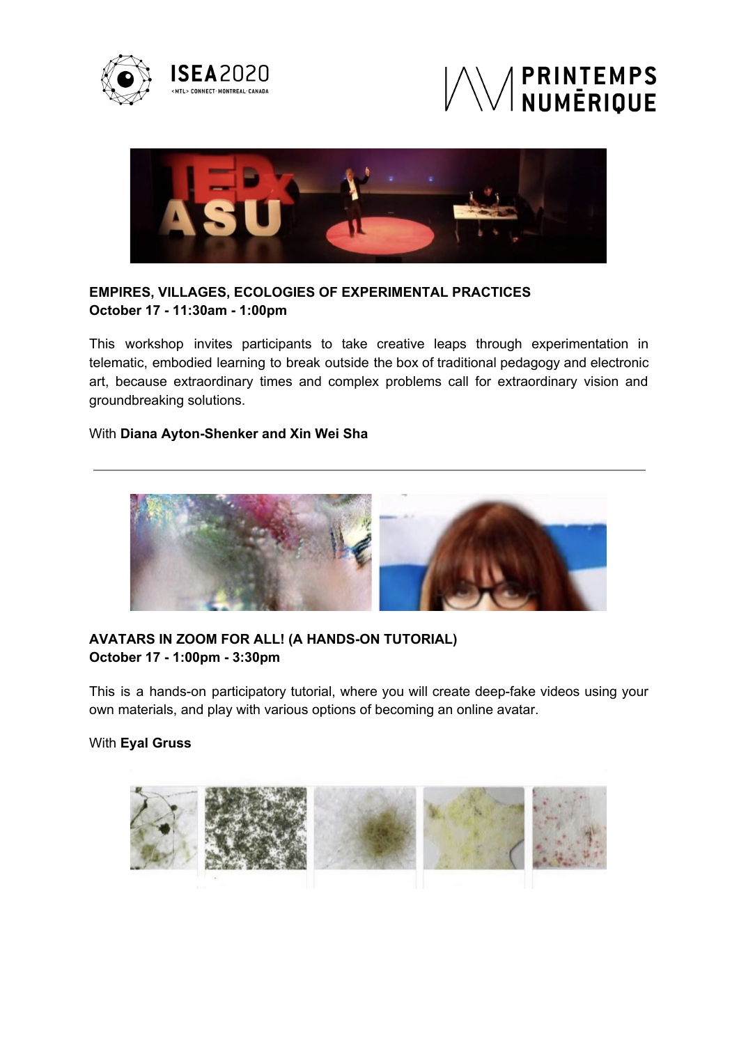## EMPIRES, VILLAGES, ECOLOGIES OF EXPERIMENTAL PRACTICES

**October 17 - 11:30am - 1:00pm**

This workshop invites participants to take creative leaps through experimentation in telematic, embodied learning to break outside the box of traditional pedagogy and electronic art, because extraordinary times and complex problems call for extraordinary vision and groundbreaking solutions.

With **Diana Ayton-Shenker and Xin Wei Sha**

---

## AVATARS IN ZOOM FOR ALL! (A HANDS-ON TUTORIAL)

**October 17 - 1:00pm - 3:30pm**

This is a hands-on participatory tutorial, where you will create deep-fake videos using your own materials, and play with various options of becoming an online avatar.

With **Eyal Gruss**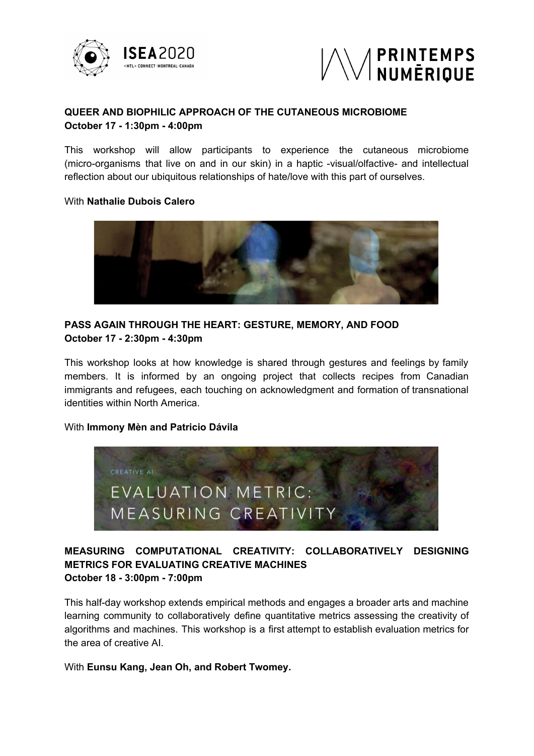### QUEER AND BIOPHILIC APPROACH OF THE CUTANEOUS MICROBIOME
**October 17 - 1:30pm - 4:00pm**

This workshop will allow participants to experience the cutaneous microbiome (micro-organisms that live on and in our skin) in a haptic -visual/olfactive- and intellectual reflection about our ubiquitous relationships of hate/love with this part of ourselves.

With **Nathalie Dubois Calero**

### PASS AGAIN THROUGH THE HEART: GESTURE, MEMORY, AND FOOD
**October 17 - 2:30pm - 4:30pm**

This workshop looks at how knowledge is shared through gestures and feelings by family members. It is informed by an ongoing project that collects recipes from Canadian immigrants and refugees, each touching on acknowledgment and formation of transnational identities within North America.

With **Immony Mèn and Patricio Dávila**

CREATIVE AI

EVALUATION METRIC: MEASURING CREATIVITY

### MEASURING COMPUTATIONAL CREATIVITY: COLLABORATIVELY DESIGNING METRICS FOR EVALUATING CREATIVE MACHINES
**October 18 - 3:00pm - 7:00pm**

This half-day workshop extends empirical methods and engages a broader arts and machine learning community to collaboratively define quantitative metrics assessing the creativity of algorithms and machines. This workshop is a first attempt to establish evaluation metrics for the area of creative AI.

With **Eunsu Kang, Jean Oh, and Robert Twomey.**